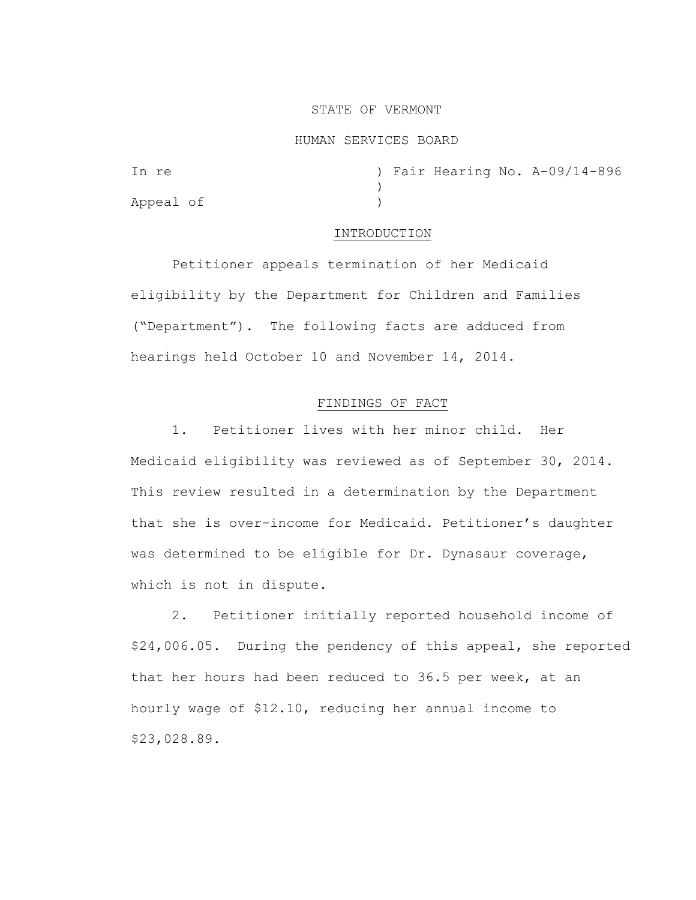STATE OF VERMONT

HUMAN SERVICES BOARD

In re ) Fair Hearing No. A-09/14-896
)
Appeal of )

## INTRODUCTION

Petitioner appeals termination of her Medicaid eligibility by the Department for Children and Families ("Department"). The following facts are adduced from hearings held October 10 and November 14, 2014.

## FINDINGS OF FACT

1. Petitioner lives with her minor child. Her Medicaid eligibility was reviewed as of September 30, 2014. This review resulted in a determination by the Department that she is over-income for Medicaid. Petitioner's daughter was determined to be eligible for Dr. Dynasaur coverage, which is not in dispute.

2. Petitioner initially reported household income of $24,006.05. During the pendency of this appeal, she reported that her hours had been reduced to 36.5 per week, at an hourly wage of $12.10, reducing her annual income to $23,028.89.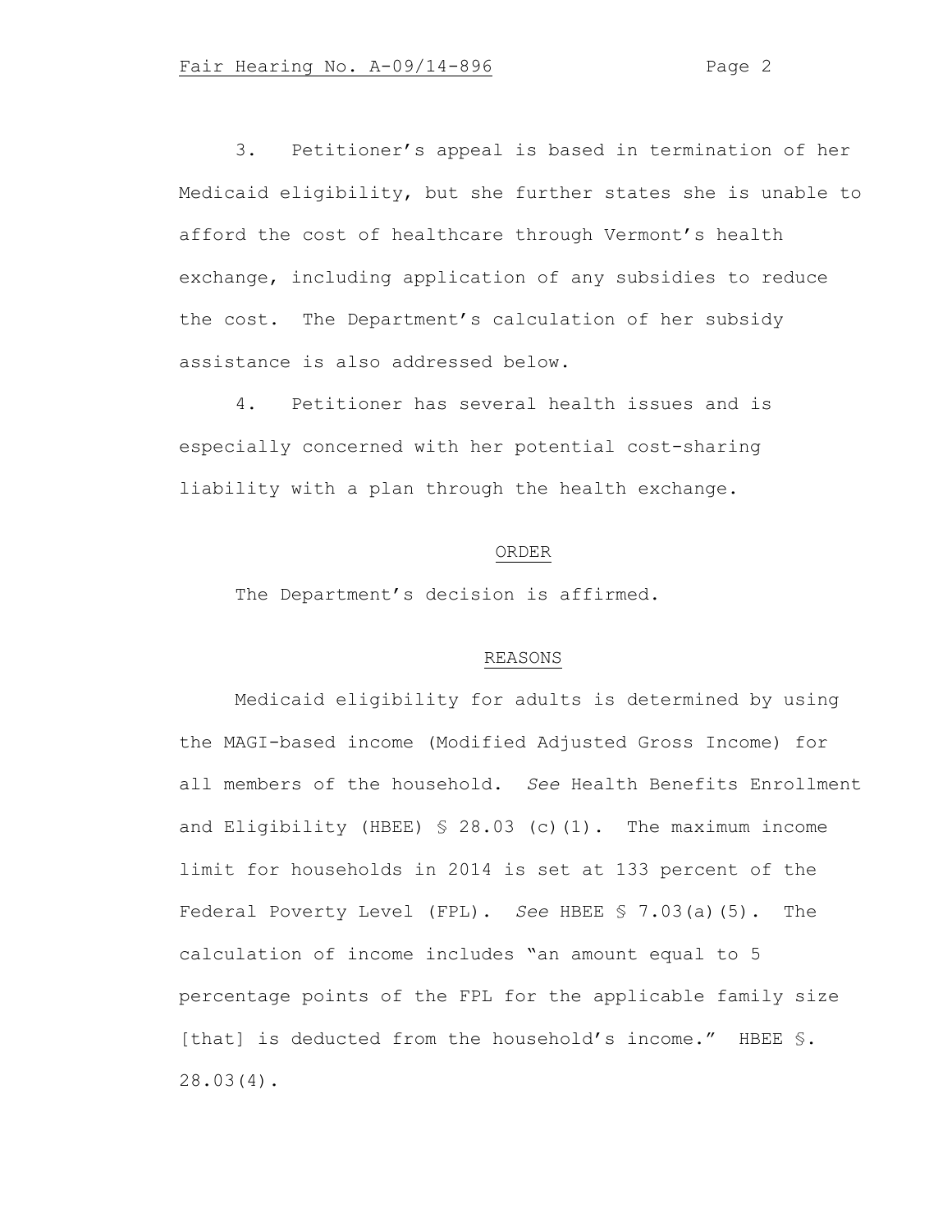3. Petitioner's appeal is based in termination of her Medicaid eligibility, but she further states she is unable to afford the cost of healthcare through Vermont's health exchange, including application of any subsidies to reduce the cost. The Department's calculation of her subsidy assistance is also addressed below.

4. Petitioner has several health issues and is especially concerned with her potential cost-sharing liability with a plan through the health exchange.

## ORDER

The Department's decision is affirmed.

## REASONS

Medicaid eligibility for adults is determined by using the MAGI-based income (Modified Adjusted Gross Income) for all members of the household. *See* Health Benefits Enrollment and Eligibility (HBEE) § 28.03 (c)(1). The maximum income limit for households in 2014 is set at 133 percent of the Federal Poverty Level (FPL). *See* HBEE § 7.03(a)(5). The calculation of income includes "an amount equal to 5 percentage points of the FPL for the applicable family size [that] is deducted from the household's income." HBEE §. 28.03(4).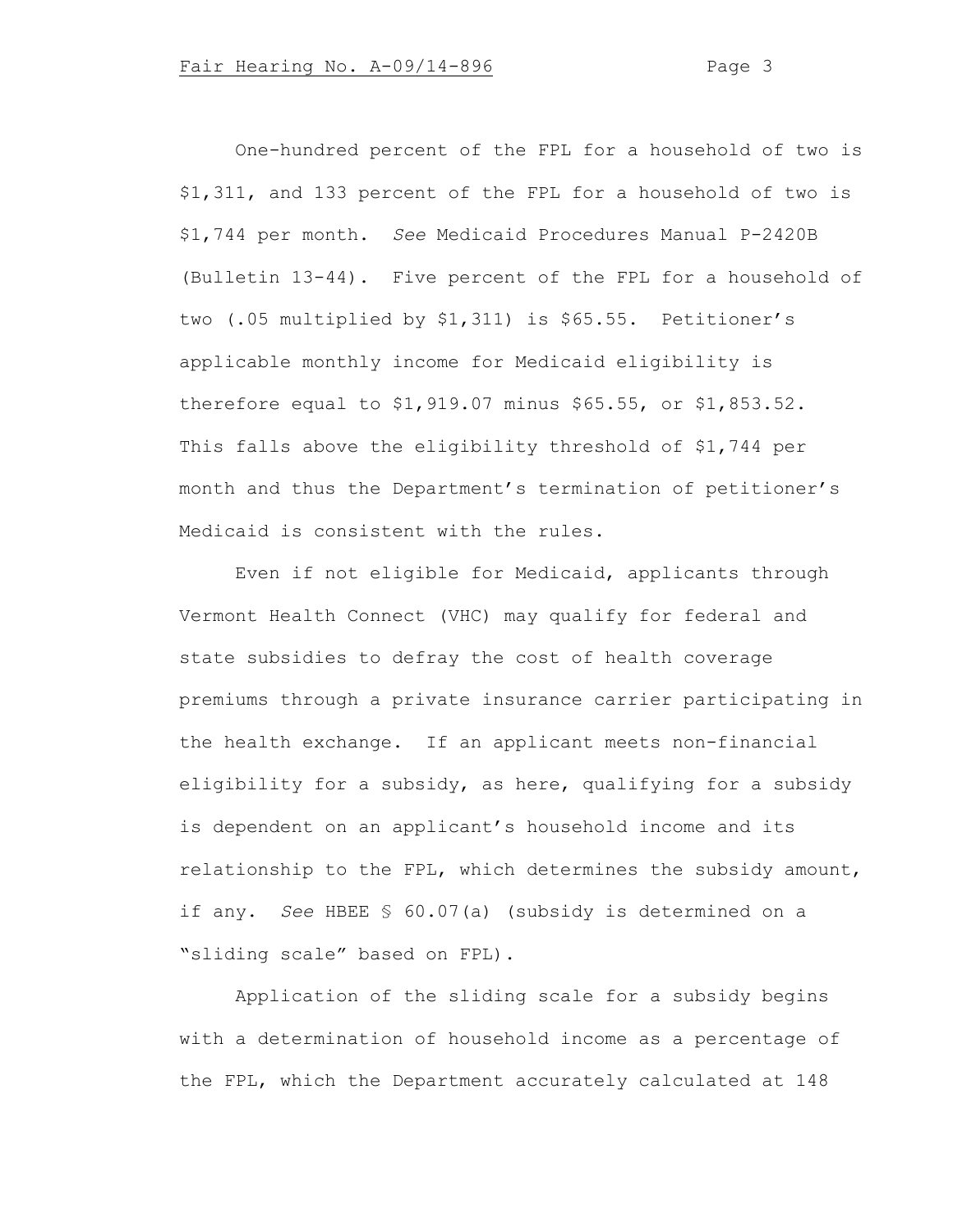One-hundred percent of the FPL for a household of two is $1,311, and 133 percent of the FPL for a household of two is $1,744 per month. *See* Medicaid Procedures Manual P-2420B (Bulletin 13-44). Five percent of the FPL for a household of two (.05 multiplied by $1,311) is $65.55. Petitioner's applicable monthly income for Medicaid eligibility is therefore equal to $1,919.07 minus $65.55, or $1,853.52. This falls above the eligibility threshold of $1,744 per month and thus the Department's termination of petitioner's Medicaid is consistent with the rules.

Even if not eligible for Medicaid, applicants through Vermont Health Connect (VHC) may qualify for federal and state subsidies to defray the cost of health coverage premiums through a private insurance carrier participating in the health exchange. If an applicant meets non-financial eligibility for a subsidy, as here, qualifying for a subsidy is dependent on an applicant's household income and its relationship to the FPL, which determines the subsidy amount, if any. *See* HBEE § 60.07(a) (subsidy is determined on a "sliding scale" based on FPL).

Application of the sliding scale for a subsidy begins with a determination of household income as a percentage of the FPL, which the Department accurately calculated at 148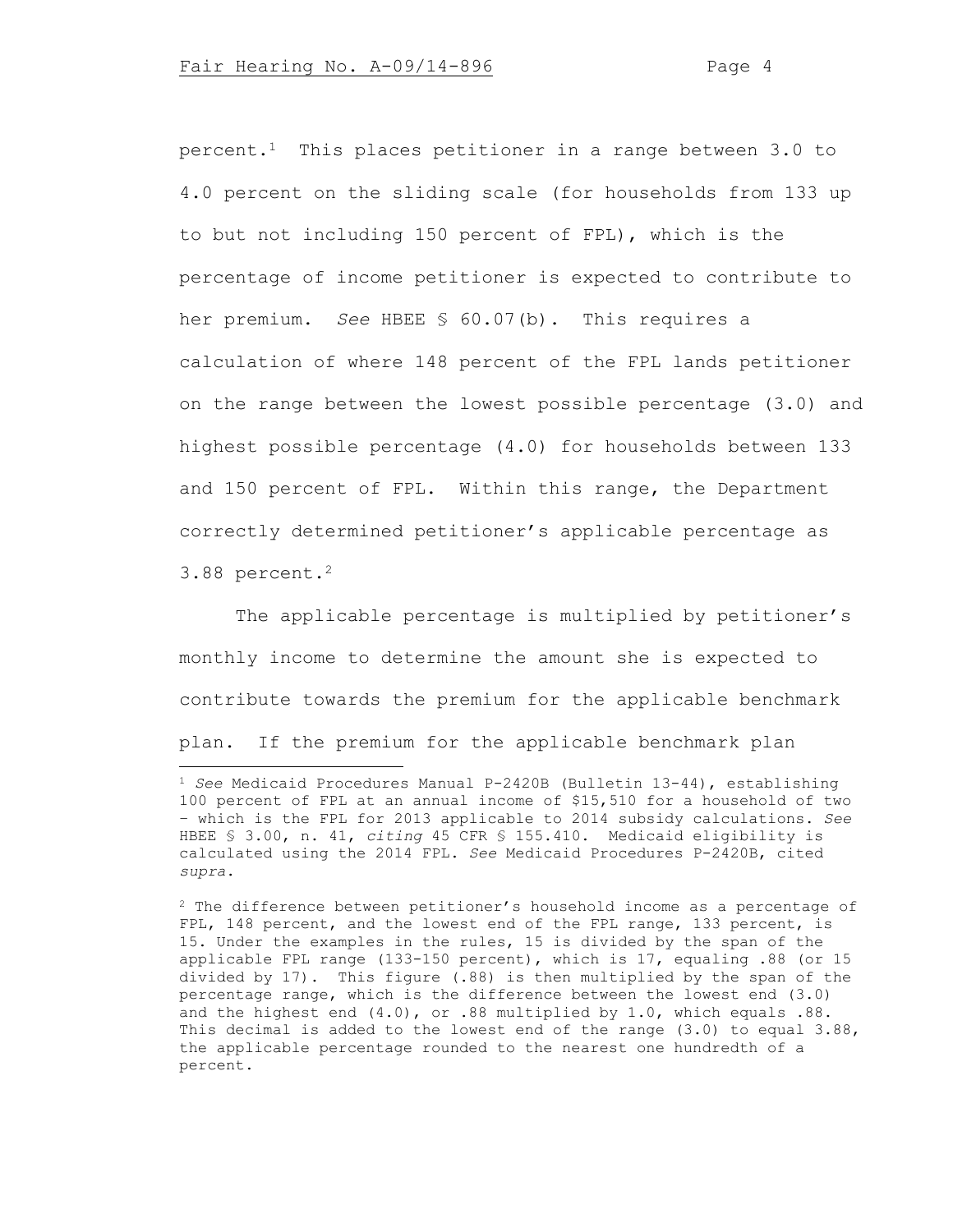percent.[1] This places petitioner in a range between 3.0 to 4.0 percent on the sliding scale (for households from 133 up to but not including 150 percent of FPL), which is the percentage of income petitioner is expected to contribute to her premium. *See* HBEE § 60.07(b). This requires a calculation of where 148 percent of the FPL lands petitioner on the range between the lowest possible percentage (3.0) and highest possible percentage (4.0) for households between 133 and 150 percent of FPL. Within this range, the Department correctly determined petitioner's applicable percentage as 3.88 percent.[2]

The applicable percentage is multiplied by petitioner's monthly income to determine the amount she is expected to contribute towards the premium for the applicable benchmark plan. If the premium for the applicable benchmark plan

---

[1] *See* Medicaid Procedures Manual P-2420B (Bulletin 13-44), establishing 100 percent of FPL at an annual income of $15,510 for a household of two – which is the FPL for 2013 applicable to 2014 subsidy calculations. *See* HBEE § 3.00, n. 41, *citing* 45 CFR § 155.410. Medicaid eligibility is calculated using the 2014 FPL. *See* Medicaid Procedures P-2420B, cited *supra*.

[2] The difference between petitioner's household income as a percentage of FPL, 148 percent, and the lowest end of the FPL range, 133 percent, is 15. Under the examples in the rules, 15 is divided by the span of the applicable FPL range (133-150 percent), which is 17, equaling .88 (or 15 divided by 17). This figure (.88) is then multiplied by the span of the percentage range, which is the difference between the lowest end (3.0) and the highest end (4.0), or .88 multiplied by 1.0, which equals .88. This decimal is added to the lowest end of the range (3.0) to equal 3.88, the applicable percentage rounded to the nearest one hundredth of a percent.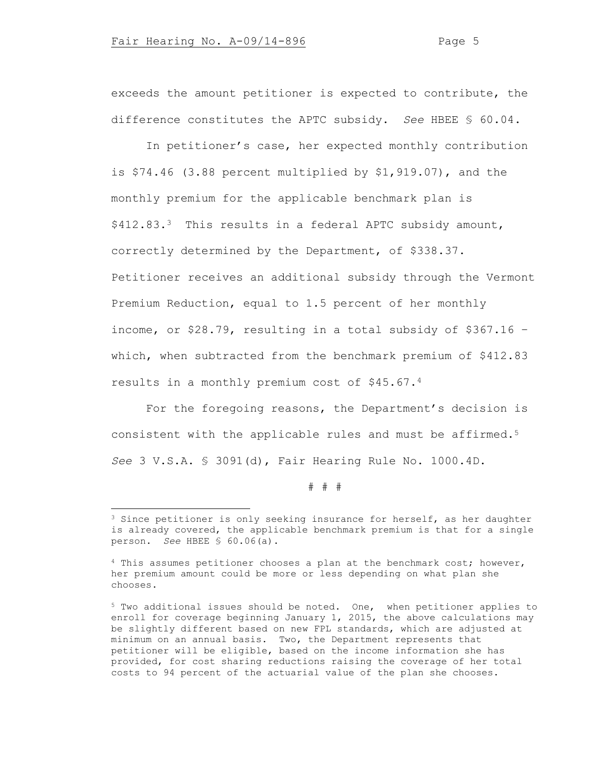exceeds the amount petitioner is expected to contribute, the difference constitutes the APTC subsidy. *See* HBEE § 60.04.

In petitioner's case, her expected monthly contribution is $74.46 (3.88 percent multiplied by $1,919.07), and the monthly premium for the applicable benchmark plan is $412.83.[3] This results in a federal APTC subsidy amount, correctly determined by the Department, of $338.37. Petitioner receives an additional subsidy through the Vermont Premium Reduction, equal to 1.5 percent of her monthly income, or $28.79, resulting in a total subsidy of $367.16 – which, when subtracted from the benchmark premium of $412.83 results in a monthly premium cost of $45.67.[4]

For the foregoing reasons, the Department's decision is consistent with the applicable rules and must be affirmed.[5] *See* 3 V.S.A. § 3091(d), Fair Hearing Rule No. 1000.4D.

# # #

---

[3] Since petitioner is only seeking insurance for herself, as her daughter is already covered, the applicable benchmark premium is that for a single person. *See* HBEE § 60.06(a).

[4] This assumes petitioner chooses a plan at the benchmark cost; however, her premium amount could be more or less depending on what plan she chooses.

[5] Two additional issues should be noted. One, when petitioner applies to enroll for coverage beginning January 1, 2015, the above calculations may be slightly different based on new FPL standards, which are adjusted at minimum on an annual basis. Two, the Department represents that petitioner will be eligible, based on the income information she has provided, for cost sharing reductions raising the coverage of her total costs to 94 percent of the actuarial value of the plan she chooses.